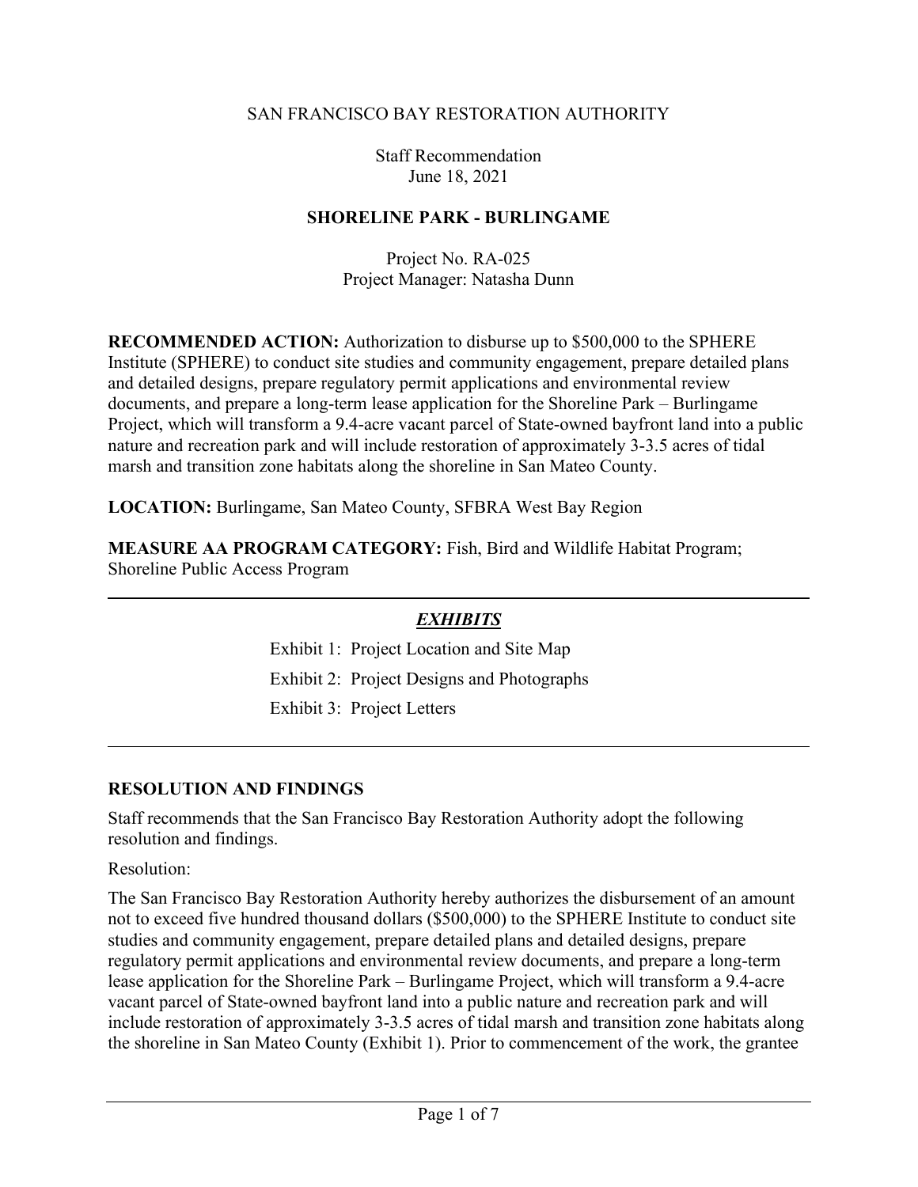SAN FRANCISCO BAY RESTORATION AUTHORITY

Staff Recommendation
June 18, 2021

**SHORELINE PARK - BURLINGAME**

Project No. RA-025
Project Manager: Natasha Dunn

**RECOMMENDED ACTION:** Authorization to disburse up to $500,000 to the SPHERE Institute (SPHERE) to conduct site studies and community engagement, prepare detailed plans and detailed designs, prepare regulatory permit applications and environmental review documents, and prepare a long-term lease application for the Shoreline Park – Burlingame Project, which will transform a 9.4-acre vacant parcel of State-owned bayfront land into a public nature and recreation park and will include restoration of approximately 3-3.5 acres of tidal marsh and transition zone habitats along the shoreline in San Mateo County.

**LOCATION:** Burlingame, San Mateo County, SFBRA West Bay Region

**MEASURE AA PROGRAM CATEGORY:** Fish, Bird and Wildlife Habitat Program; Shoreline Public Access Program

---

***EXHIBITS***

Exhibit 1: Project Location and Site Map

Exhibit 2: Project Designs and Photographs

Exhibit 3: Project Letters

---

## RESOLUTION AND FINDINGS

Staff recommends that the San Francisco Bay Restoration Authority adopt the following resolution and findings.

Resolution:

The San Francisco Bay Restoration Authority hereby authorizes the disbursement of an amount not to exceed five hundred thousand dollars ($500,000) to the SPHERE Institute to conduct site studies and community engagement, prepare detailed plans and detailed designs, prepare regulatory permit applications and environmental review documents, and prepare a long-term lease application for the Shoreline Park – Burlingame Project, which will transform a 9.4-acre vacant parcel of State-owned bayfront land into a public nature and recreation park and will include restoration of approximately 3-3.5 acres of tidal marsh and transition zone habitats along the shoreline in San Mateo County (Exhibit 1). Prior to commencement of the work, the grantee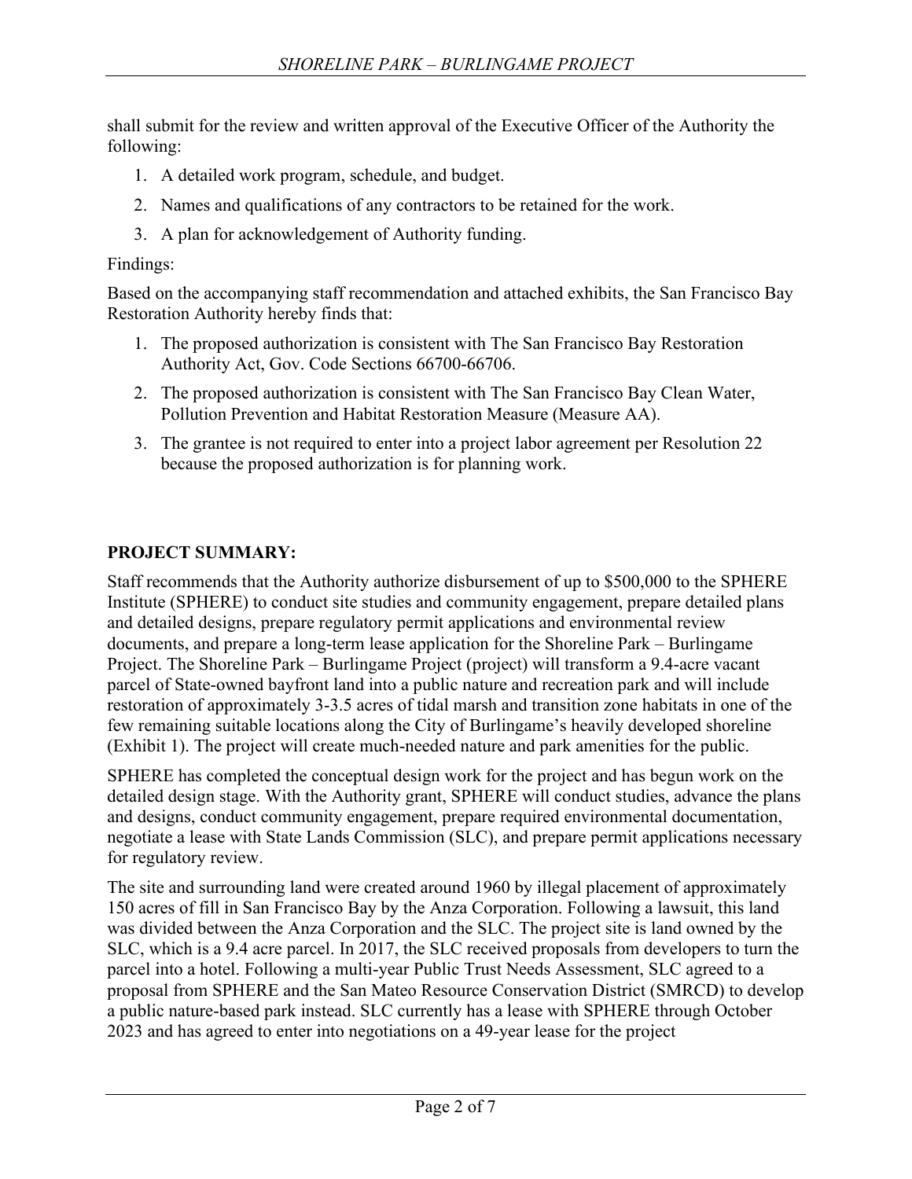shall submit for the review and written approval of the Executive Officer of the Authority the following:

1. A detailed work program, schedule, and budget.
2. Names and qualifications of any contractors to be retained for the work.
3. A plan for acknowledgement of Authority funding.

Findings:

Based on the accompanying staff recommendation and attached exhibits, the San Francisco Bay Restoration Authority hereby finds that:

1. The proposed authorization is consistent with The San Francisco Bay Restoration Authority Act, Gov. Code Sections 66700-66706.
2. The proposed authorization is consistent with The San Francisco Bay Clean Water, Pollution Prevention and Habitat Restoration Measure (Measure AA).
3. The grantee is not required to enter into a project labor agreement per Resolution 22 because the proposed authorization is for planning work.

**PROJECT SUMMARY:**

Staff recommends that the Authority authorize disbursement of up to $500,000 to the SPHERE Institute (SPHERE) to conduct site studies and community engagement, prepare detailed plans and detailed designs, prepare regulatory permit applications and environmental review documents, and prepare a long-term lease application for the Shoreline Park – Burlingame Project. The Shoreline Park – Burlingame Project (project) will transform a 9.4-acre vacant parcel of State-owned bayfront land into a public nature and recreation park and will include restoration of approximately 3-3.5 acres of tidal marsh and transition zone habitats in one of the few remaining suitable locations along the City of Burlingame's heavily developed shoreline (Exhibit 1). The project will create much-needed nature and park amenities for the public.

SPHERE has completed the conceptual design work for the project and has begun work on the detailed design stage. With the Authority grant, SPHERE will conduct studies, advance the plans and designs, conduct community engagement, prepare required environmental documentation, negotiate a lease with State Lands Commission (SLC), and prepare permit applications necessary for regulatory review.

The site and surrounding land were created around 1960 by illegal placement of approximately 150 acres of fill in San Francisco Bay by the Anza Corporation. Following a lawsuit, this land was divided between the Anza Corporation and the SLC. The project site is land owned by the SLC, which is a 9.4 acre parcel. In 2017, the SLC received proposals from developers to turn the parcel into a hotel. Following a multi-year Public Trust Needs Assessment, SLC agreed to a proposal from SPHERE and the San Mateo Resource Conservation District (SMRCD) to develop a public nature-based park instead. SLC currently has a lease with SPHERE through October 2023 and has agreed to enter into negotiations on a 49-year lease for the project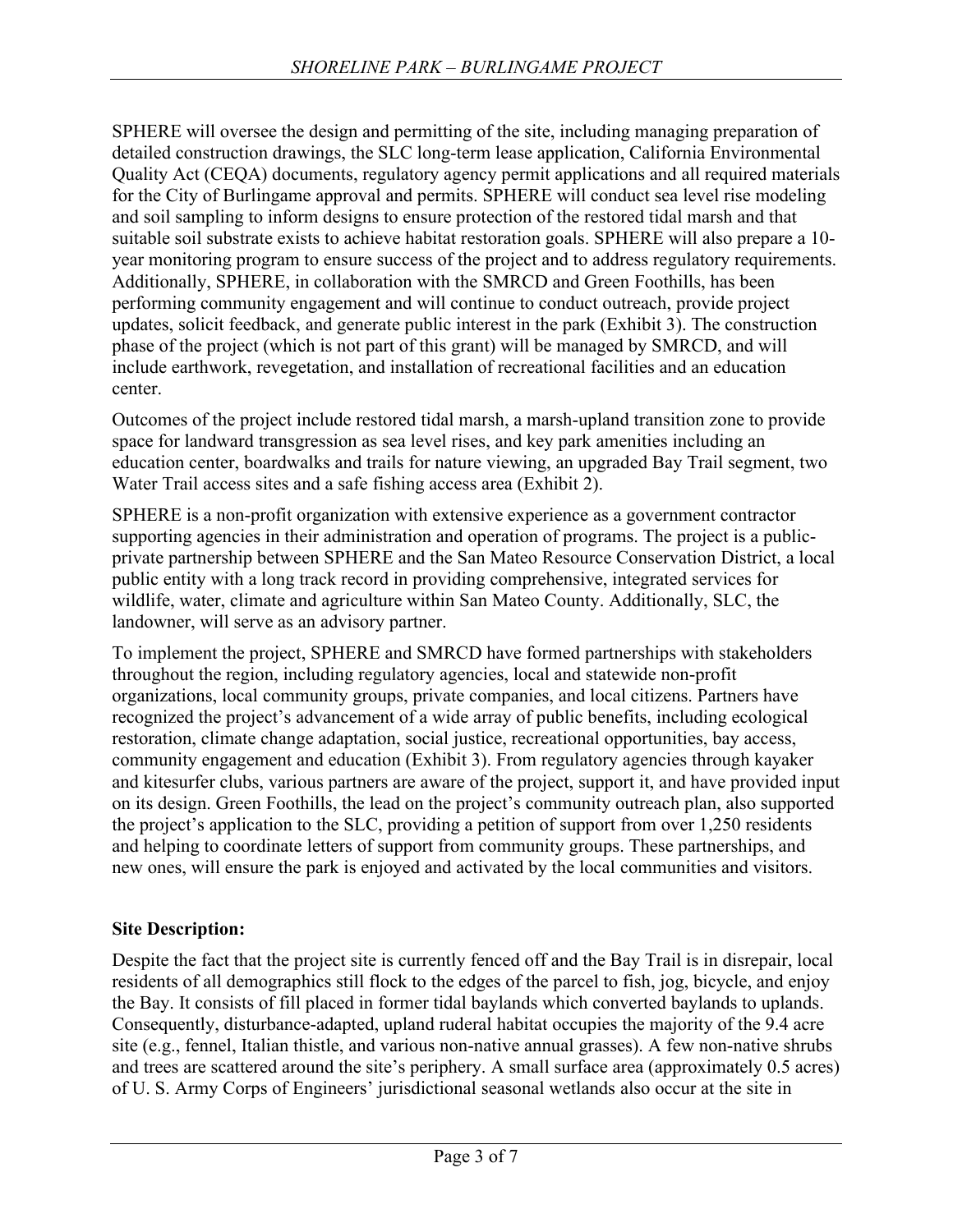SPHERE will oversee the design and permitting of the site, including managing preparation of detailed construction drawings, the SLC long-term lease application, California Environmental Quality Act (CEQA) documents, regulatory agency permit applications and all required materials for the City of Burlingame approval and permits. SPHERE will conduct sea level rise modeling and soil sampling to inform designs to ensure protection of the restored tidal marsh and that suitable soil substrate exists to achieve habitat restoration goals. SPHERE will also prepare a 10-year monitoring program to ensure success of the project and to address regulatory requirements. Additionally, SPHERE, in collaboration with the SMRCD and Green Foothills, has been performing community engagement and will continue to conduct outreach, provide project updates, solicit feedback, and generate public interest in the park (Exhibit 3). The construction phase of the project (which is not part of this grant) will be managed by SMRCD, and will include earthwork, revegetation, and installation of recreational facilities and an education center.

Outcomes of the project include restored tidal marsh, a marsh-upland transition zone to provide space for landward transgression as sea level rises, and key park amenities including an education center, boardwalks and trails for nature viewing, an upgraded Bay Trail segment, two Water Trail access sites and a safe fishing access area (Exhibit 2).

SPHERE is a non-profit organization with extensive experience as a government contractor supporting agencies in their administration and operation of programs. The project is a public-private partnership between SPHERE and the San Mateo Resource Conservation District, a local public entity with a long track record in providing comprehensive, integrated services for wildlife, water, climate and agriculture within San Mateo County. Additionally, SLC, the landowner, will serve as an advisory partner.

To implement the project, SPHERE and SMRCD have formed partnerships with stakeholders throughout the region, including regulatory agencies, local and statewide non-profit organizations, local community groups, private companies, and local citizens. Partners have recognized the project's advancement of a wide array of public benefits, including ecological restoration, climate change adaptation, social justice, recreational opportunities, bay access, community engagement and education (Exhibit 3). From regulatory agencies through kayaker and kitesurfer clubs, various partners are aware of the project, support it, and have provided input on its design. Green Foothills, the lead on the project's community outreach plan, also supported the project's application to the SLC, providing a petition of support from over 1,250 residents and helping to coordinate letters of support from community groups. These partnerships, and new ones, will ensure the park is enjoyed and activated by the local communities and visitors.

**Site Description:**

Despite the fact that the project site is currently fenced off and the Bay Trail is in disrepair, local residents of all demographics still flock to the edges of the parcel to fish, jog, bicycle, and enjoy the Bay. It consists of fill placed in former tidal baylands which converted baylands to uplands. Consequently, disturbance-adapted, upland ruderal habitat occupies the majority of the 9.4 acre site (e.g., fennel, Italian thistle, and various non-native annual grasses). A few non-native shrubs and trees are scattered around the site's periphery. A small surface area (approximately 0.5 acres) of U. S. Army Corps of Engineers' jurisdictional seasonal wetlands also occur at the site in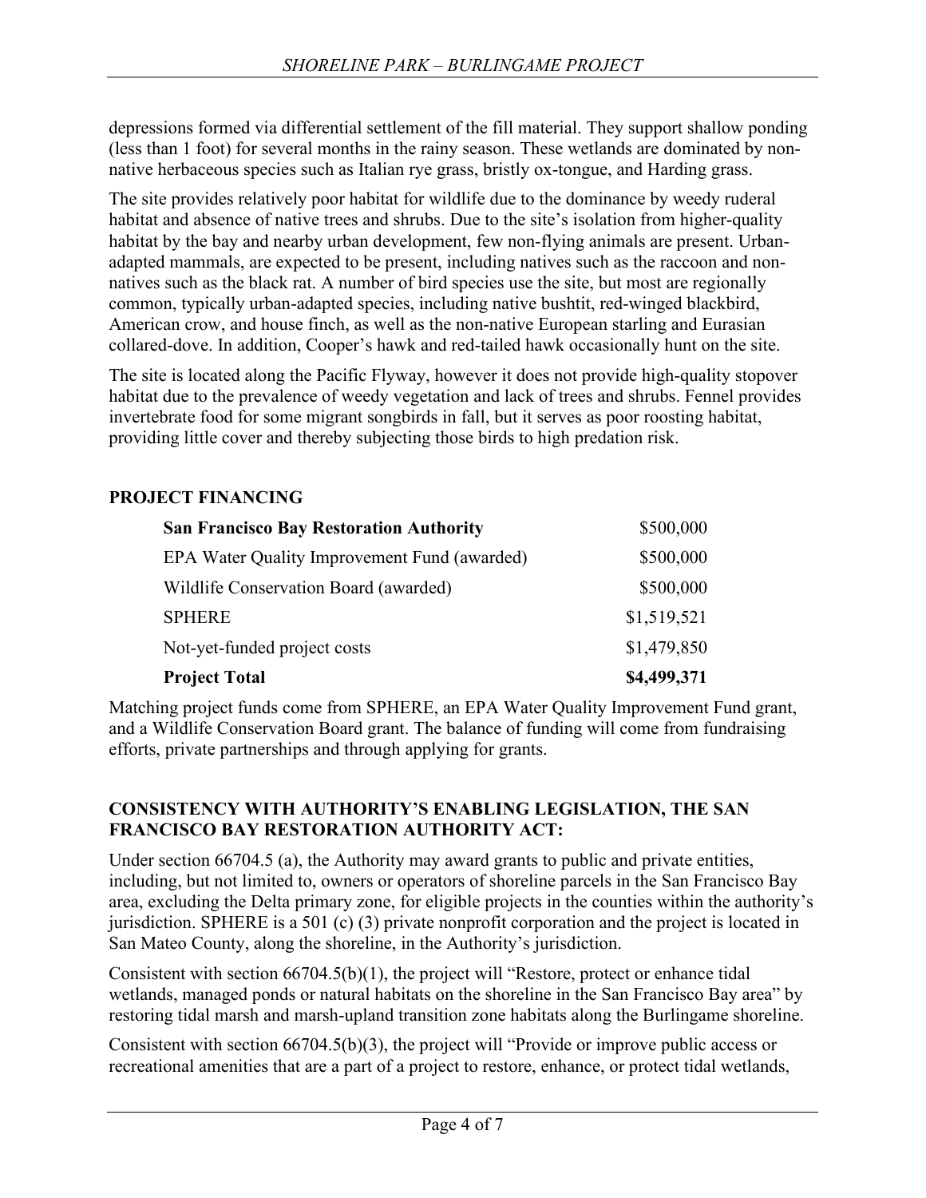depressions formed via differential settlement of the fill material. They support shallow ponding (less than 1 foot) for several months in the rainy season. These wetlands are dominated by non-native herbaceous species such as Italian rye grass, bristly ox-tongue, and Harding grass.

The site provides relatively poor habitat for wildlife due to the dominance by weedy ruderal habitat and absence of native trees and shrubs. Due to the site's isolation from higher-quality habitat by the bay and nearby urban development, few non-flying animals are present. Urban-adapted mammals, are expected to be present, including natives such as the raccoon and non-natives such as the black rat. A number of bird species use the site, but most are regionally common, typically urban-adapted species, including native bushtit, red-winged blackbird, American crow, and house finch, as well as the non-native European starling and Eurasian collared-dove. In addition, Cooper's hawk and red-tailed hawk occasionally hunt on the site.

The site is located along the Pacific Flyway, however it does not provide high-quality stopover habitat due to the prevalence of weedy vegetation and lack of trees and shrubs. Fennel provides invertebrate food for some migrant songbirds in fall, but it serves as poor roosting habitat, providing little cover and thereby subjecting those birds to high predation risk.

## PROJECT FINANCING

| | |
|---|---:|
| **San Francisco Bay Restoration Authority** | $500,000 |
| EPA Water Quality Improvement Fund (awarded) | $500,000 |
| Wildlife Conservation Board (awarded) | $500,000 |
| SPHERE | $1,519,521 |
| Not-yet-funded project costs | $1,479,850 |
| **Project Total** | **$4,499,371** |

Matching project funds come from SPHERE, an EPA Water Quality Improvement Fund grant, and a Wildlife Conservation Board grant. The balance of funding will come from fundraising efforts, private partnerships and through applying for grants.

## CONSISTENCY WITH AUTHORITY'S ENABLING LEGISLATION, THE SAN FRANCISCO BAY RESTORATION AUTHORITY ACT:

Under section 66704.5 (a), the Authority may award grants to public and private entities, including, but not limited to, owners or operators of shoreline parcels in the San Francisco Bay area, excluding the Delta primary zone, for eligible projects in the counties within the authority's jurisdiction. SPHERE is a 501 (c) (3) private nonprofit corporation and the project is located in San Mateo County, along the shoreline, in the Authority's jurisdiction.

Consistent with section 66704.5(b)(1), the project will "Restore, protect or enhance tidal wetlands, managed ponds or natural habitats on the shoreline in the San Francisco Bay area" by restoring tidal marsh and marsh-upland transition zone habitats along the Burlingame shoreline.

Consistent with section 66704.5(b)(3), the project will "Provide or improve public access or recreational amenities that are a part of a project to restore, enhance, or protect tidal wetlands,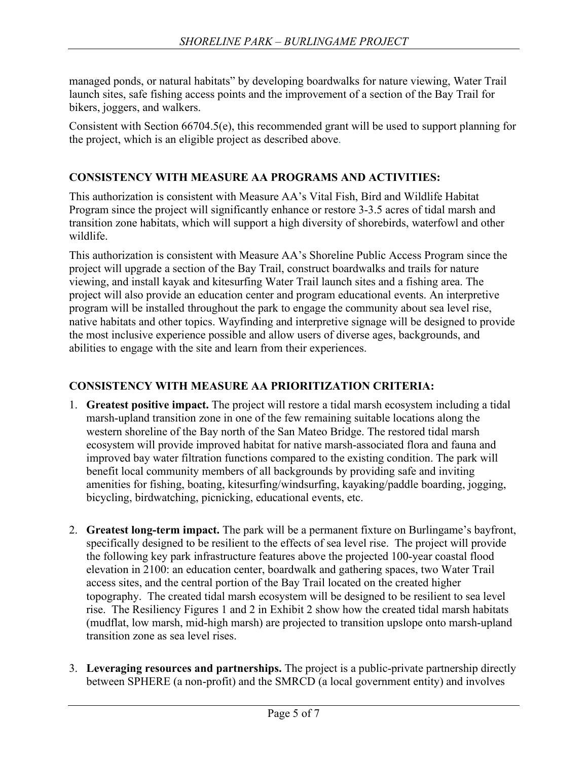managed ponds, or natural habitats" by developing boardwalks for nature viewing, Water Trail launch sites, safe fishing access points and the improvement of a section of the Bay Trail for bikers, joggers, and walkers.

Consistent with Section 66704.5(e), this recommended grant will be used to support planning for the project, which is an eligible project as described above.

## CONSISTENCY WITH MEASURE AA PROGRAMS AND ACTIVITIES:

This authorization is consistent with Measure AA's Vital Fish, Bird and Wildlife Habitat Program since the project will significantly enhance or restore 3-3.5 acres of tidal marsh and transition zone habitats, which will support a high diversity of shorebirds, waterfowl and other wildlife.

This authorization is consistent with Measure AA's Shoreline Public Access Program since the project will upgrade a section of the Bay Trail, construct boardwalks and trails for nature viewing, and install kayak and kitesurfing Water Trail launch sites and a fishing area. The project will also provide an education center and program educational events. An interpretive program will be installed throughout the park to engage the community about sea level rise, native habitats and other topics. Wayfinding and interpretive signage will be designed to provide the most inclusive experience possible and allow users of diverse ages, backgrounds, and abilities to engage with the site and learn from their experiences.

## CONSISTENCY WITH MEASURE AA PRIORITIZATION CRITERIA:

1. **Greatest positive impact.** The project will restore a tidal marsh ecosystem including a tidal marsh-upland transition zone in one of the few remaining suitable locations along the western shoreline of the Bay north of the San Mateo Bridge. The restored tidal marsh ecosystem will provide improved habitat for native marsh-associated flora and fauna and improved bay water filtration functions compared to the existing condition. The park will benefit local community members of all backgrounds by providing safe and inviting amenities for fishing, boating, kitesurfing/windsurfing, kayaking/paddle boarding, jogging, bicycling, birdwatching, picnicking, educational events, etc.

2. **Greatest long-term impact.** The park will be a permanent fixture on Burlingame's bayfront, specifically designed to be resilient to the effects of sea level rise. The project will provide the following key park infrastructure features above the projected 100-year coastal flood elevation in 2100: an education center, boardwalk and gathering spaces, two Water Trail access sites, and the central portion of the Bay Trail located on the created higher topography. The created tidal marsh ecosystem will be designed to be resilient to sea level rise. The Resiliency Figures 1 and 2 in Exhibit 2 show how the created tidal marsh habitats (mudflat, low marsh, mid-high marsh) are projected to transition upslope onto marsh-upland transition zone as sea level rises.

3. **Leveraging resources and partnerships.** The project is a public-private partnership directly between SPHERE (a non-profit) and the SMRCD (a local government entity) and involves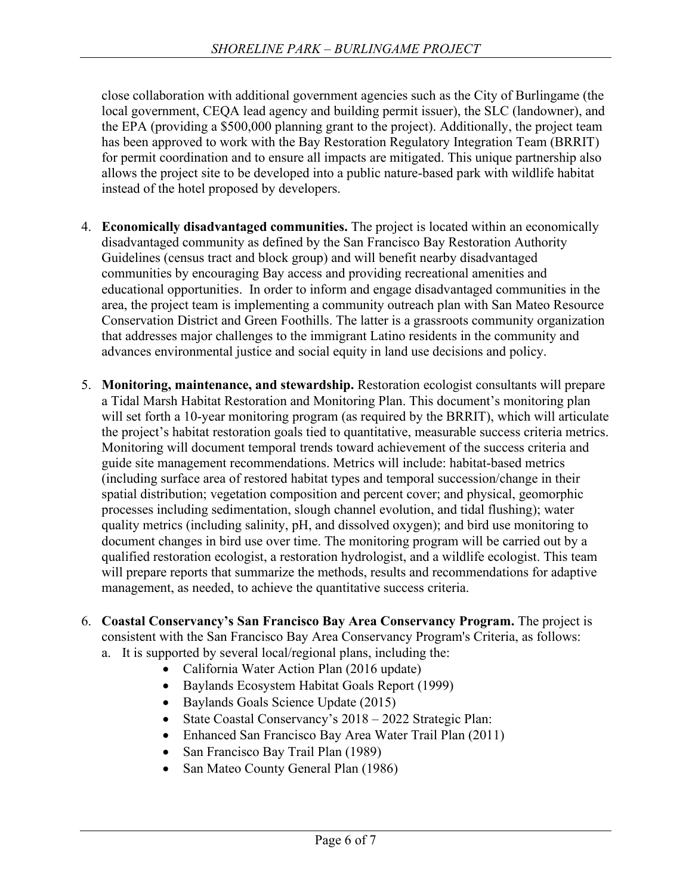close collaboration with additional government agencies such as the City of Burlingame (the local government, CEQA lead agency and building permit issuer), the SLC (landowner), and the EPA (providing a $500,000 planning grant to the project). Additionally, the project team has been approved to work with the Bay Restoration Regulatory Integration Team (BRRIT) for permit coordination and to ensure all impacts are mitigated. This unique partnership also allows the project site to be developed into a public nature-based park with wildlife habitat instead of the hotel proposed by developers.

4. **Economically disadvantaged communities.** The project is located within an economically disadvantaged community as defined by the San Francisco Bay Restoration Authority Guidelines (census tract and block group) and will benefit nearby disadvantaged communities by encouraging Bay access and providing recreational amenities and educational opportunities. In order to inform and engage disadvantaged communities in the area, the project team is implementing a community outreach plan with San Mateo Resource Conservation District and Green Foothills. The latter is a grassroots community organization that addresses major challenges to the immigrant Latino residents in the community and advances environmental justice and social equity in land use decisions and policy.

5. **Monitoring, maintenance, and stewardship.** Restoration ecologist consultants will prepare a Tidal Marsh Habitat Restoration and Monitoring Plan. This document's monitoring plan will set forth a 10-year monitoring program (as required by the BRRIT), which will articulate the project's habitat restoration goals tied to quantitative, measurable success criteria metrics. Monitoring will document temporal trends toward achievement of the success criteria and guide site management recommendations. Metrics will include: habitat-based metrics (including surface area of restored habitat types and temporal succession/change in their spatial distribution; vegetation composition and percent cover; and physical, geomorphic processes including sedimentation, slough channel evolution, and tidal flushing); water quality metrics (including salinity, pH, and dissolved oxygen); and bird use monitoring to document changes in bird use over time. The monitoring program will be carried out by a qualified restoration ecologist, a restoration hydrologist, and a wildlife ecologist. This team will prepare reports that summarize the methods, results and recommendations for adaptive management, as needed, to achieve the quantitative success criteria.

6. **Coastal Conservancy's San Francisco Bay Area Conservancy Program.** The project is consistent with the San Francisco Bay Area Conservancy Program's Criteria, as follows:
   a. It is supported by several local/regional plans, including the:
      - California Water Action Plan (2016 update)
      - Baylands Ecosystem Habitat Goals Report (1999)
      - Baylands Goals Science Update (2015)
      - State Coastal Conservancy's 2018 – 2022 Strategic Plan:
      - Enhanced San Francisco Bay Area Water Trail Plan (2011)
      - San Francisco Bay Trail Plan (1989)
      - San Mateo County General Plan (1986)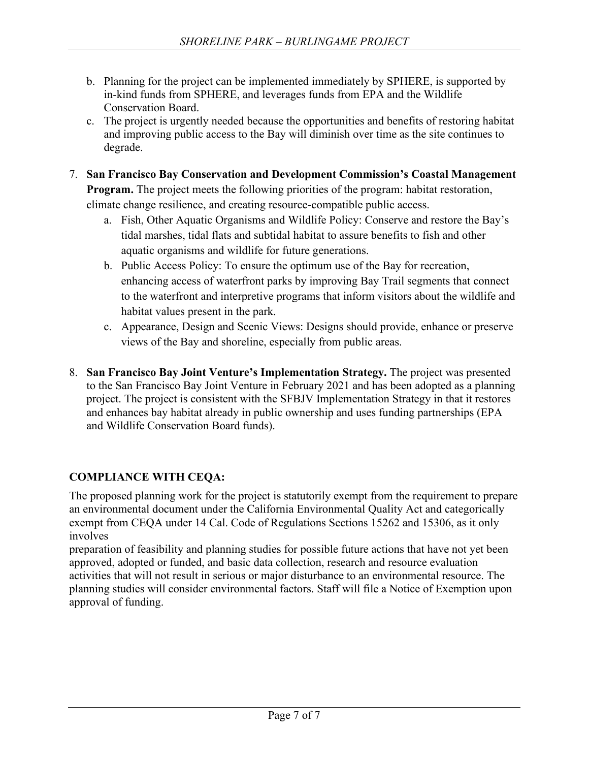b. Planning for the project can be implemented immediately by SPHERE, is supported by in-kind funds from SPHERE, and leverages funds from EPA and the Wildlife Conservation Board.
c. The project is urgently needed because the opportunities and benefits of restoring habitat and improving public access to the Bay will diminish over time as the site continues to degrade.

7. **San Francisco Bay Conservation and Development Commission's Coastal Management Program.** The project meets the following priorities of the program: habitat restoration, climate change resilience, and creating resource-compatible public access.
   a. Fish, Other Aquatic Organisms and Wildlife Policy: Conserve and restore the Bay's tidal marshes, tidal flats and subtidal habitat to assure benefits to fish and other aquatic organisms and wildlife for future generations.
   b. Public Access Policy: To ensure the optimum use of the Bay for recreation, enhancing access of waterfront parks by improving Bay Trail segments that connect to the waterfront and interpretive programs that inform visitors about the wildlife and habitat values present in the park.
   c. Appearance, Design and Scenic Views: Designs should provide, enhance or preserve views of the Bay and shoreline, especially from public areas.

8. **San Francisco Bay Joint Venture's Implementation Strategy.** The project was presented to the San Francisco Bay Joint Venture in February 2021 and has been adopted as a planning project. The project is consistent with the SFBJV Implementation Strategy in that it restores and enhances bay habitat already in public ownership and uses funding partnerships (EPA and Wildlife Conservation Board funds).

## COMPLIANCE WITH CEQA:

The proposed planning work for the project is statutorily exempt from the requirement to prepare an environmental document under the California Environmental Quality Act and categorically exempt from CEQA under 14 Cal. Code of Regulations Sections 15262 and 15306, as it only involves preparation of feasibility and planning studies for possible future actions that have not yet been approved, adopted or funded, and basic data collection, research and resource evaluation activities that will not result in serious or major disturbance to an environmental resource. The planning studies will consider environmental factors. Staff will file a Notice of Exemption upon approval of funding.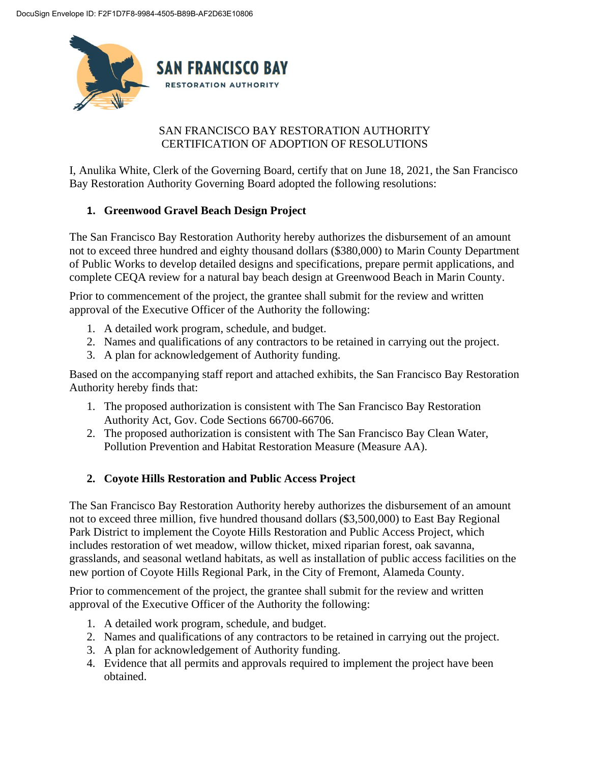DocuSign Envelope ID: F2F1D7F8-9984-4505-B89B-AF2D63E10806

SAN FRANCISCO BAY
RESTORATION AUTHORITY

SAN FRANCISCO BAY RESTORATION AUTHORITY
CERTIFICATION OF ADOPTION OF RESOLUTIONS

I, Anulika White, Clerk of the Governing Board, certify that on June 18, 2021, the San Francisco Bay Restoration Authority Governing Board adopted the following resolutions:

1. **Greenwood Gravel Beach Design Project**

The San Francisco Bay Restoration Authority hereby authorizes the disbursement of an amount not to exceed three hundred and eighty thousand dollars ($380,000) to Marin County Department of Public Works to develop detailed designs and specifications, prepare permit applications, and complete CEQA review for a natural bay beach design at Greenwood Beach in Marin County.

Prior to commencement of the project, the grantee shall submit for the review and written approval of the Executive Officer of the Authority the following:

1. A detailed work program, schedule, and budget.
2. Names and qualifications of any contractors to be retained in carrying out the project.
3. A plan for acknowledgement of Authority funding.

Based on the accompanying staff report and attached exhibits, the San Francisco Bay Restoration Authority hereby finds that:

1. The proposed authorization is consistent with The San Francisco Bay Restoration Authority Act, Gov. Code Sections 66700-66706.
2. The proposed authorization is consistent with The San Francisco Bay Clean Water, Pollution Prevention and Habitat Restoration Measure (Measure AA).

2. **Coyote Hills Restoration and Public Access Project**

The San Francisco Bay Restoration Authority hereby authorizes the disbursement of an amount not to exceed three million, five hundred thousand dollars ($3,500,000) to East Bay Regional Park District to implement the Coyote Hills Restoration and Public Access Project, which includes restoration of wet meadow, willow thicket, mixed riparian forest, oak savanna, grasslands, and seasonal wetland habitats, as well as installation of public access facilities on the new portion of Coyote Hills Regional Park, in the City of Fremont, Alameda County.

Prior to commencement of the project, the grantee shall submit for the review and written approval of the Executive Officer of the Authority the following:

1. A detailed work program, schedule, and budget.
2. Names and qualifications of any contractors to be retained in carrying out the project.
3. A plan for acknowledgement of Authority funding.
4. Evidence that all permits and approvals required to implement the project have been obtained.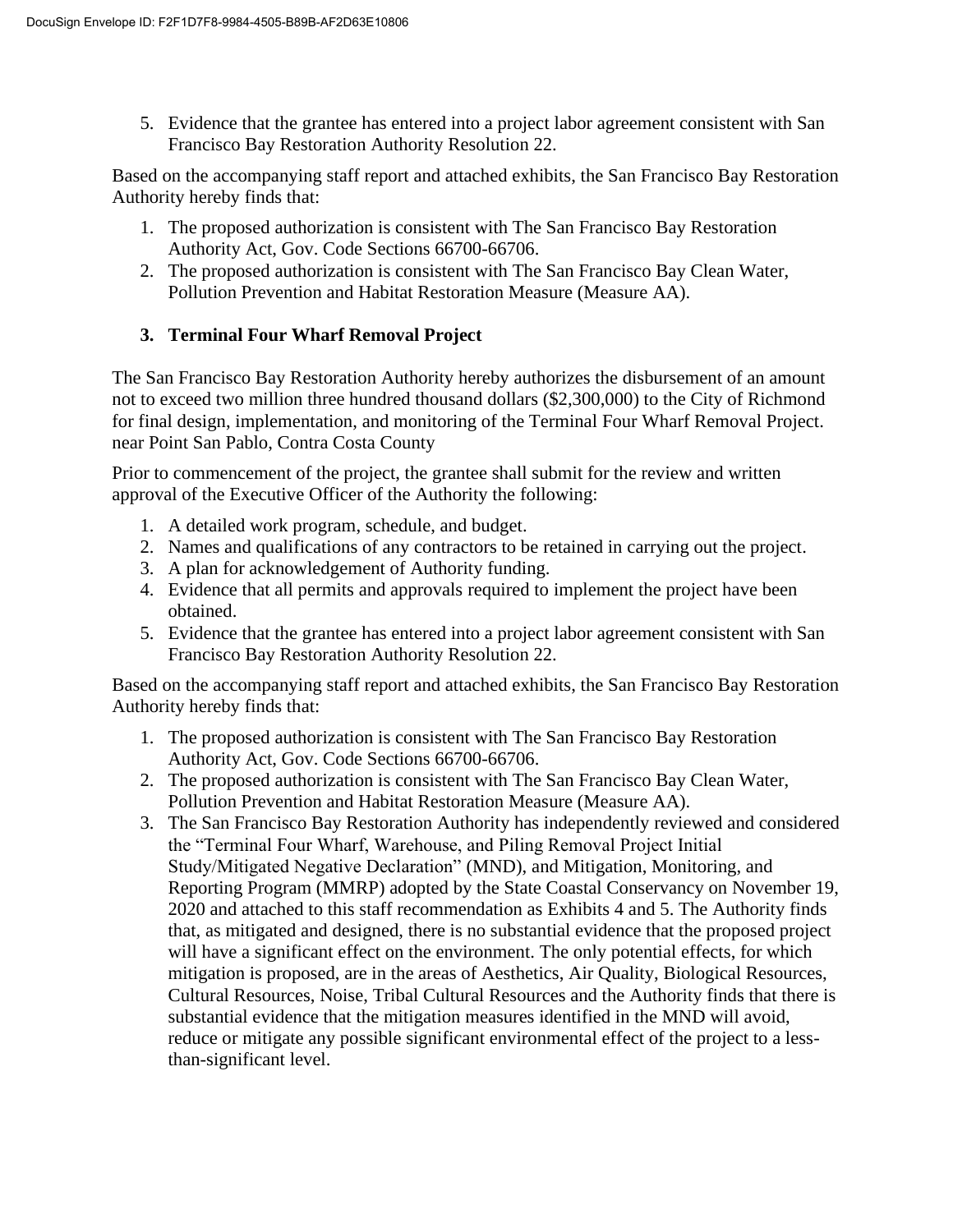5. Evidence that the grantee has entered into a project labor agreement consistent with San Francisco Bay Restoration Authority Resolution 22.

Based on the accompanying staff report and attached exhibits, the San Francisco Bay Restoration Authority hereby finds that:

1. The proposed authorization is consistent with The San Francisco Bay Restoration Authority Act, Gov. Code Sections 66700-66706.
2. The proposed authorization is consistent with The San Francisco Bay Clean Water, Pollution Prevention and Habitat Restoration Measure (Measure AA).

### 3. Terminal Four Wharf Removal Project

The San Francisco Bay Restoration Authority hereby authorizes the disbursement of an amount not to exceed two million three hundred thousand dollars ($2,300,000) to the City of Richmond for final design, implementation, and monitoring of the Terminal Four Wharf Removal Project. near Point San Pablo, Contra Costa County

Prior to commencement of the project, the grantee shall submit for the review and written approval of the Executive Officer of the Authority the following:

1. A detailed work program, schedule, and budget.
2. Names and qualifications of any contractors to be retained in carrying out the project.
3. A plan for acknowledgement of Authority funding.
4. Evidence that all permits and approvals required to implement the project have been obtained.
5. Evidence that the grantee has entered into a project labor agreement consistent with San Francisco Bay Restoration Authority Resolution 22.

Based on the accompanying staff report and attached exhibits, the San Francisco Bay Restoration Authority hereby finds that:

1. The proposed authorization is consistent with The San Francisco Bay Restoration Authority Act, Gov. Code Sections 66700-66706.
2. The proposed authorization is consistent with The San Francisco Bay Clean Water, Pollution Prevention and Habitat Restoration Measure (Measure AA).
3. The San Francisco Bay Restoration Authority has independently reviewed and considered the "Terminal Four Wharf, Warehouse, and Piling Removal Project Initial Study/Mitigated Negative Declaration" (MND), and Mitigation, Monitoring, and Reporting Program (MMRP) adopted by the State Coastal Conservancy on November 19, 2020 and attached to this staff recommendation as Exhibits 4 and 5. The Authority finds that, as mitigated and designed, there is no substantial evidence that the proposed project will have a significant effect on the environment. The only potential effects, for which mitigation is proposed, are in the areas of Aesthetics, Air Quality, Biological Resources, Cultural Resources, Noise, Tribal Cultural Resources and the Authority finds that there is substantial evidence that the mitigation measures identified in the MND will avoid, reduce or mitigate any possible significant environmental effect of the project to a less-than-significant level.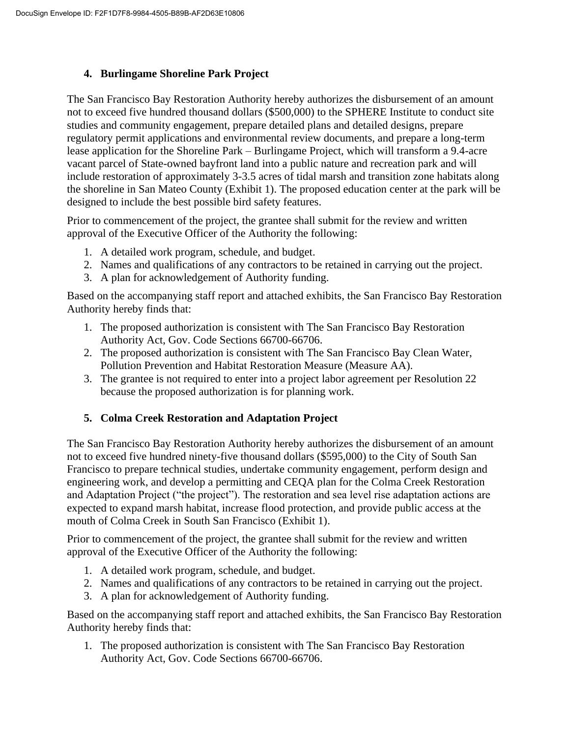## 4. Burlingame Shoreline Park Project

The San Francisco Bay Restoration Authority hereby authorizes the disbursement of an amount not to exceed five hundred thousand dollars ($500,000) to the SPHERE Institute to conduct site studies and community engagement, prepare detailed plans and detailed designs, prepare regulatory permit applications and environmental review documents, and prepare a long-term lease application for the Shoreline Park – Burlingame Project, which will transform a 9.4-acre vacant parcel of State-owned bayfront land into a public nature and recreation park and will include restoration of approximately 3-3.5 acres of tidal marsh and transition zone habitats along the shoreline in San Mateo County (Exhibit 1). The proposed education center at the park will be designed to include the best possible bird safety features.

Prior to commencement of the project, the grantee shall submit for the review and written approval of the Executive Officer of the Authority the following:

1. A detailed work program, schedule, and budget.
2. Names and qualifications of any contractors to be retained in carrying out the project.
3. A plan for acknowledgement of Authority funding.

Based on the accompanying staff report and attached exhibits, the San Francisco Bay Restoration Authority hereby finds that:

1. The proposed authorization is consistent with The San Francisco Bay Restoration Authority Act, Gov. Code Sections 66700-66706.
2. The proposed authorization is consistent with The San Francisco Bay Clean Water, Pollution Prevention and Habitat Restoration Measure (Measure AA).
3. The grantee is not required to enter into a project labor agreement per Resolution 22 because the proposed authorization is for planning work.

## 5. Colma Creek Restoration and Adaptation Project

The San Francisco Bay Restoration Authority hereby authorizes the disbursement of an amount not to exceed five hundred ninety-five thousand dollars ($595,000) to the City of South San Francisco to prepare technical studies, undertake community engagement, perform design and engineering work, and develop a permitting and CEQA plan for the Colma Creek Restoration and Adaptation Project ("the project"). The restoration and sea level rise adaptation actions are expected to expand marsh habitat, increase flood protection, and provide public access at the mouth of Colma Creek in South San Francisco (Exhibit 1).

Prior to commencement of the project, the grantee shall submit for the review and written approval of the Executive Officer of the Authority the following:

1. A detailed work program, schedule, and budget.
2. Names and qualifications of any contractors to be retained in carrying out the project.
3. A plan for acknowledgement of Authority funding.

Based on the accompanying staff report and attached exhibits, the San Francisco Bay Restoration Authority hereby finds that:

1. The proposed authorization is consistent with The San Francisco Bay Restoration Authority Act, Gov. Code Sections 66700-66706.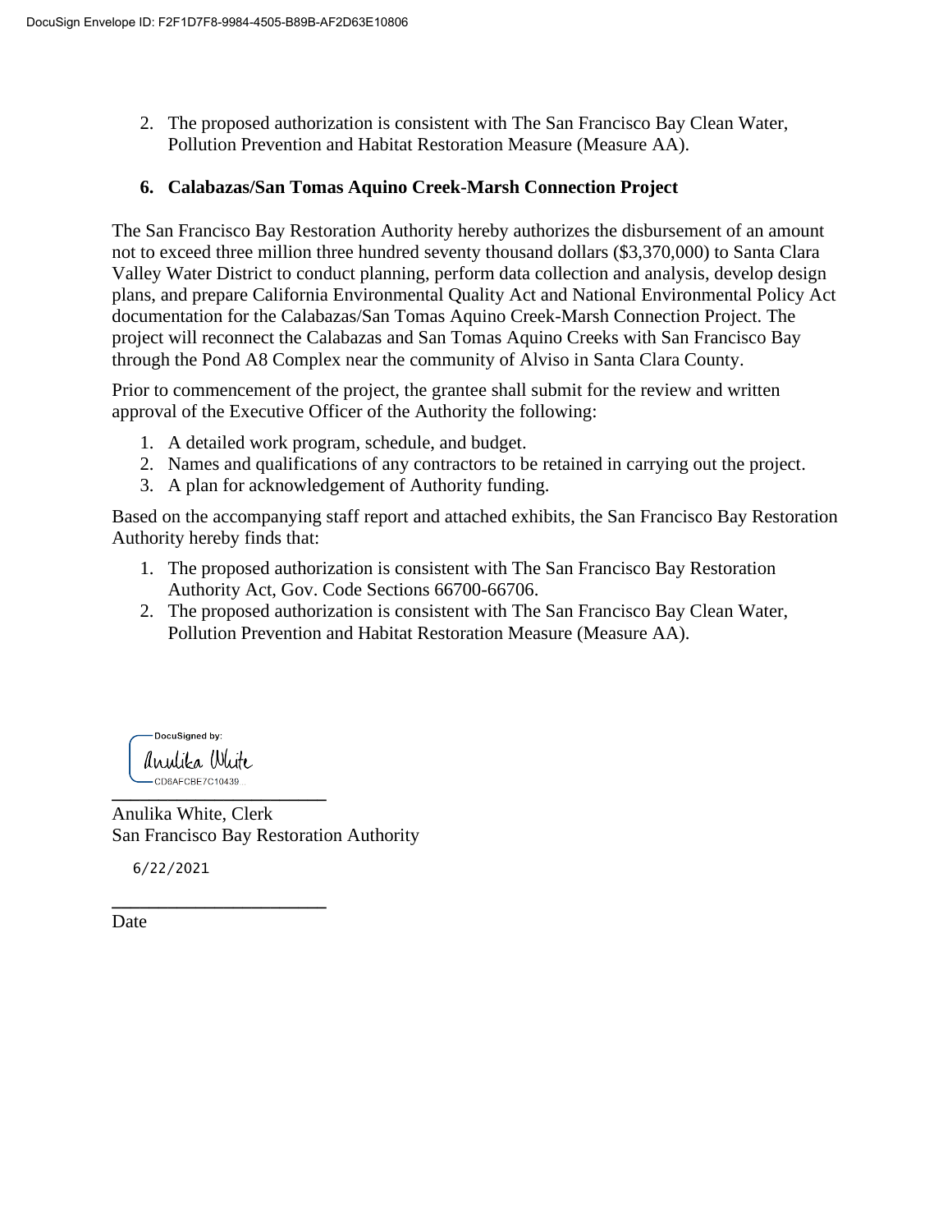2. The proposed authorization is consistent with The San Francisco Bay Clean Water, Pollution Prevention and Habitat Restoration Measure (Measure AA).

### 6. Calabazas/San Tomas Aquino Creek-Marsh Connection Project

The San Francisco Bay Restoration Authority hereby authorizes the disbursement of an amount not to exceed three million three hundred seventy thousand dollars ($3,370,000) to Santa Clara Valley Water District to conduct planning, perform data collection and analysis, develop design plans, and prepare California Environmental Quality Act and National Environmental Policy Act documentation for the Calabazas/San Tomas Aquino Creek-Marsh Connection Project. The project will reconnect the Calabazas and San Tomas Aquino Creeks with San Francisco Bay through the Pond A8 Complex near the community of Alviso in Santa Clara County.

Prior to commencement of the project, the grantee shall submit for the review and written approval of the Executive Officer of the Authority the following:

1. A detailed work program, schedule, and budget.
2. Names and qualifications of any contractors to be retained in carrying out the project.
3. A plan for acknowledgement of Authority funding.

Based on the accompanying staff report and attached exhibits, the San Francisco Bay Restoration Authority hereby finds that:

1. The proposed authorization is consistent with The San Francisco Bay Restoration Authority Act, Gov. Code Sections 66700-66706.
2. The proposed authorization is consistent with The San Francisco Bay Clean Water, Pollution Prevention and Habitat Restoration Measure (Measure AA).

DocuSigned by:
Anulika White
CD8AFCBE7C10439...

Anulika White, Clerk
San Francisco Bay Restoration Authority

6/22/2021

Date